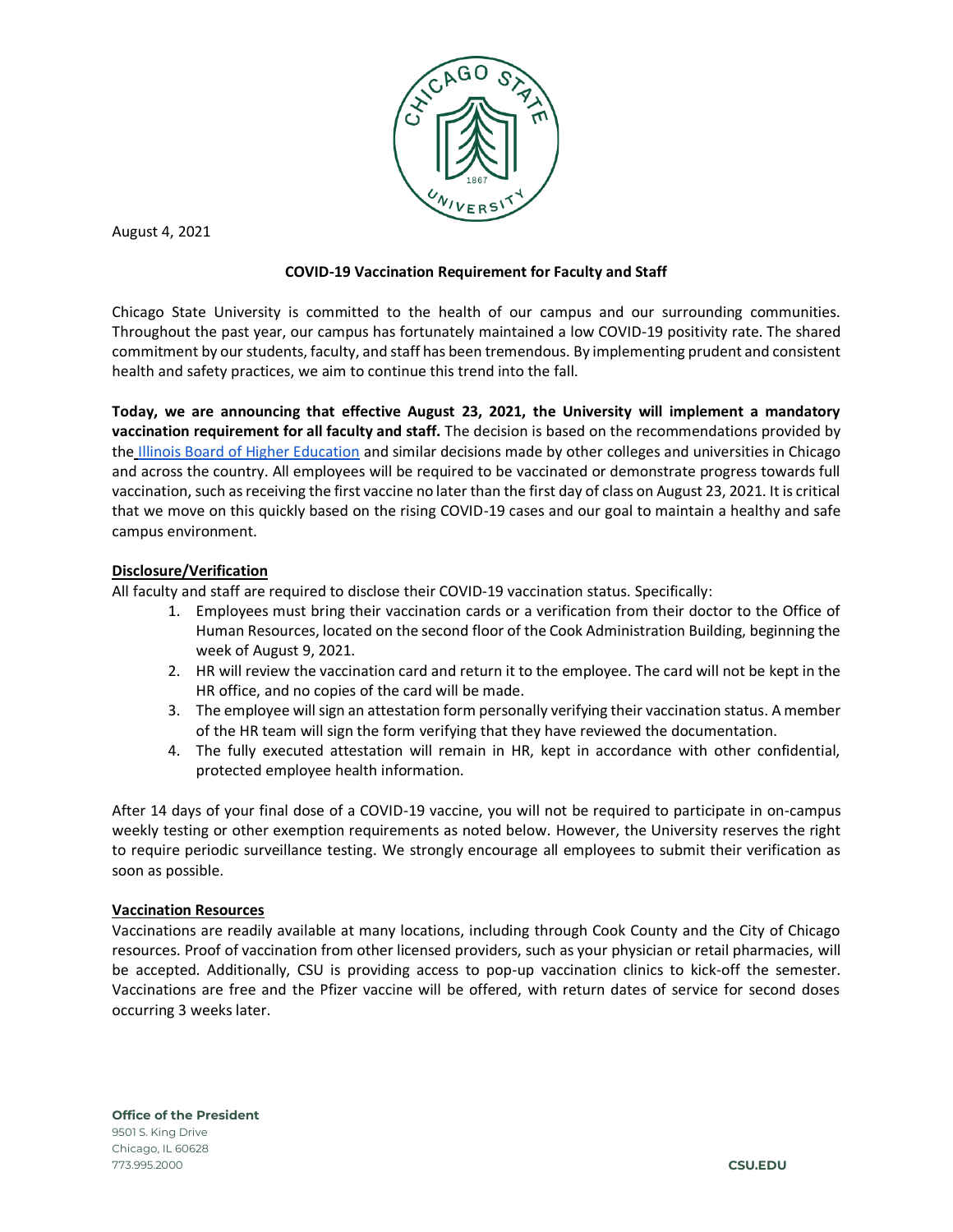August 4, 2021

**COVID-19 Vaccination Requirement for Faculty and Staff**

Chicago State University is committed to the health of our campus and our surrounding communities. Throughout the past year, our campus has fortunately maintained a low COVID-19 positivity rate. The shared commitment by our students, faculty, and staff has been tremendous. By implementing prudent and consistent health and safety practices, we aim to continue this trend into the fall.

**Today, we are announcing that effective August 23, 2021, the University will implement a mandatory vaccination requirement for all faculty and staff.** The decision is based on the recommendations provided by the Illinois Board of Higher Education and similar decisions made by other colleges and universities in Chicago and across the country. All employees will be required to be vaccinated or demonstrate progress towards full vaccination, such as receiving the first vaccine no later than the first day of class on August 23, 2021. It is critical that we move on this quickly based on the rising COVID-19 cases and our goal to maintain a healthy and safe campus environment.

**Disclosure/Verification**

All faculty and staff are required to disclose their COVID-19 vaccination status. Specifically:

1. Employees must bring their vaccination cards or a verification from their doctor to the Office of Human Resources, located on the second floor of the Cook Administration Building, beginning the week of August 9, 2021.
2. HR will review the vaccination card and return it to the employee. The card will not be kept in the HR office, and no copies of the card will be made.
3. The employee will sign an attestation form personally verifying their vaccination status. A member of the HR team will sign the form verifying that they have reviewed the documentation.
4. The fully executed attestation will remain in HR, kept in accordance with other confidential, protected employee health information.

After 14 days of your final dose of a COVID-19 vaccine, you will not be required to participate in on-campus weekly testing or other exemption requirements as noted below. However, the University reserves the right to require periodic surveillance testing. We strongly encourage all employees to submit their verification as soon as possible.

**Vaccination Resources**

Vaccinations are readily available at many locations, including through Cook County and the City of Chicago resources. Proof of vaccination from other licensed providers, such as your physician or retail pharmacies, will be accepted. Additionally, CSU is providing access to pop-up vaccination clinics to kick-off the semester. Vaccinations are free and the Pfizer vaccine will be offered, with return dates of service for second doses occurring 3 weeks later.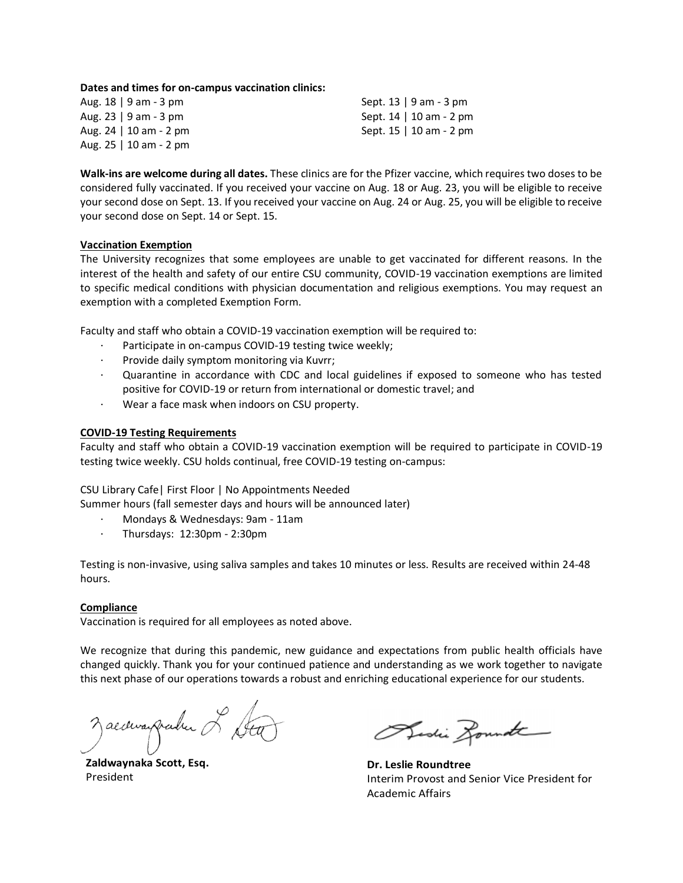**Dates and times for on-campus vaccination clinics:**

Aug. 18 | 9 am - 3 pm
Aug. 23 | 9 am - 3 pm
Aug. 24 | 10 am - 2 pm
Aug. 25 | 10 am - 2 pm

Sept. 13 | 9 am - 3 pm
Sept. 14 | 10 am - 2 pm
Sept. 15 | 10 am - 2 pm

**Walk-ins are welcome during all dates.** These clinics are for the Pfizer vaccine, which requires two doses to be considered fully vaccinated. If you received your vaccine on Aug. 18 or Aug. 23, you will be eligible to receive your second dose on Sept. 13. If you received your vaccine on Aug. 24 or Aug. 25, you will be eligible to receive your second dose on Sept. 14 or Sept. 15.

**Vaccination Exemption**

The University recognizes that some employees are unable to get vaccinated for different reasons. In the interest of the health and safety of our entire CSU community, COVID-19 vaccination exemptions are limited to specific medical conditions with physician documentation and religious exemptions. You may request an exemption with a completed Exemption Form.

Faculty and staff who obtain a COVID-19 vaccination exemption will be required to:

- Participate in on-campus COVID-19 testing twice weekly;
- Provide daily symptom monitoring via Kuvrr;
- Quarantine in accordance with CDC and local guidelines if exposed to someone who has tested positive for COVID-19 or return from international or domestic travel; and
- Wear a face mask when indoors on CSU property.

**COVID-19 Testing Requirements**

Faculty and staff who obtain a COVID-19 vaccination exemption will be required to participate in COVID-19 testing twice weekly. CSU holds continual, free COVID-19 testing on-campus:

CSU Library Cafe| First Floor | No Appointments Needed
Summer hours (fall semester days and hours will be announced later)

- Mondays & Wednesdays: 9am - 11am
- Thursdays: 12:30pm - 2:30pm

Testing is non-invasive, using saliva samples and takes 10 minutes or less. Results are received within 24-48 hours.

**Compliance**

Vaccination is required for all employees as noted above.

We recognize that during this pandemic, new guidance and expectations from public health officials have changed quickly. Thank you for your continued patience and understanding as we work together to navigate this next phase of our operations towards a robust and enriching educational experience for our students.

**Zaldwaynaka Scott, Esq.**
President

**Dr. Leslie Roundtree**
Interim Provost and Senior Vice President for Academic Affairs